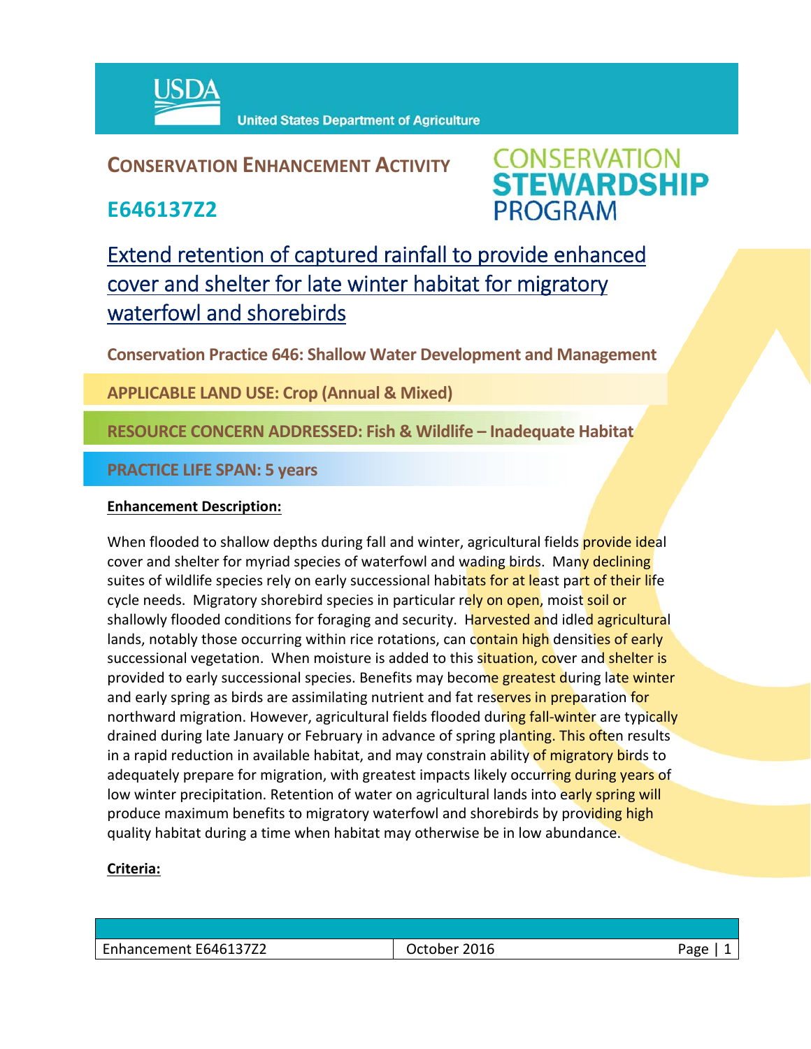USDA United States Department of Agriculture

# CONSERVATION ENHANCEMENT ACTIVITY

## E646137Z2

CONSERVATION STEWARDSHIP PROGRAM

# Extend retention of captured rainfall to provide enhanced cover and shelter for late winter habitat for migratory waterfowl and shorebirds

**Conservation Practice 646: Shallow Water Development and Management**

**APPLICABLE LAND USE: Crop (Annual & Mixed)**

**RESOURCE CONCERN ADDRESSED: Fish & Wildlife – Inadequate Habitat**

**PRACTICE LIFE SPAN: 5 years**

**Enhancement Description:**

When flooded to shallow depths during fall and winter, agricultural fields provide ideal cover and shelter for myriad species of waterfowl and wading birds. Many declining suites of wildlife species rely on early successional habitats for at least part of their life cycle needs. Migratory shorebird species in particular rely on open, moist soil or shallowly flooded conditions for foraging and security. Harvested and idled agricultural lands, notably those occurring within rice rotations, can contain high densities of early successional vegetation. When moisture is added to this situation, cover and shelter is provided to early successional species. Benefits may become greatest during late winter and early spring as birds are assimilating nutrient and fat reserves in preparation for northward migration. However, agricultural fields flooded during fall-winter are typically drained during late January or February in advance of spring planting. This often results in a rapid reduction in available habitat, and may constrain ability of migratory birds to adequately prepare for migration, with greatest impacts likely occurring during years of low winter precipitation. Retention of water on agricultural lands into early spring will produce maximum benefits to migratory waterfowl and shorebirds by providing high quality habitat during a time when habitat may otherwise be in low abundance.

**Criteria:**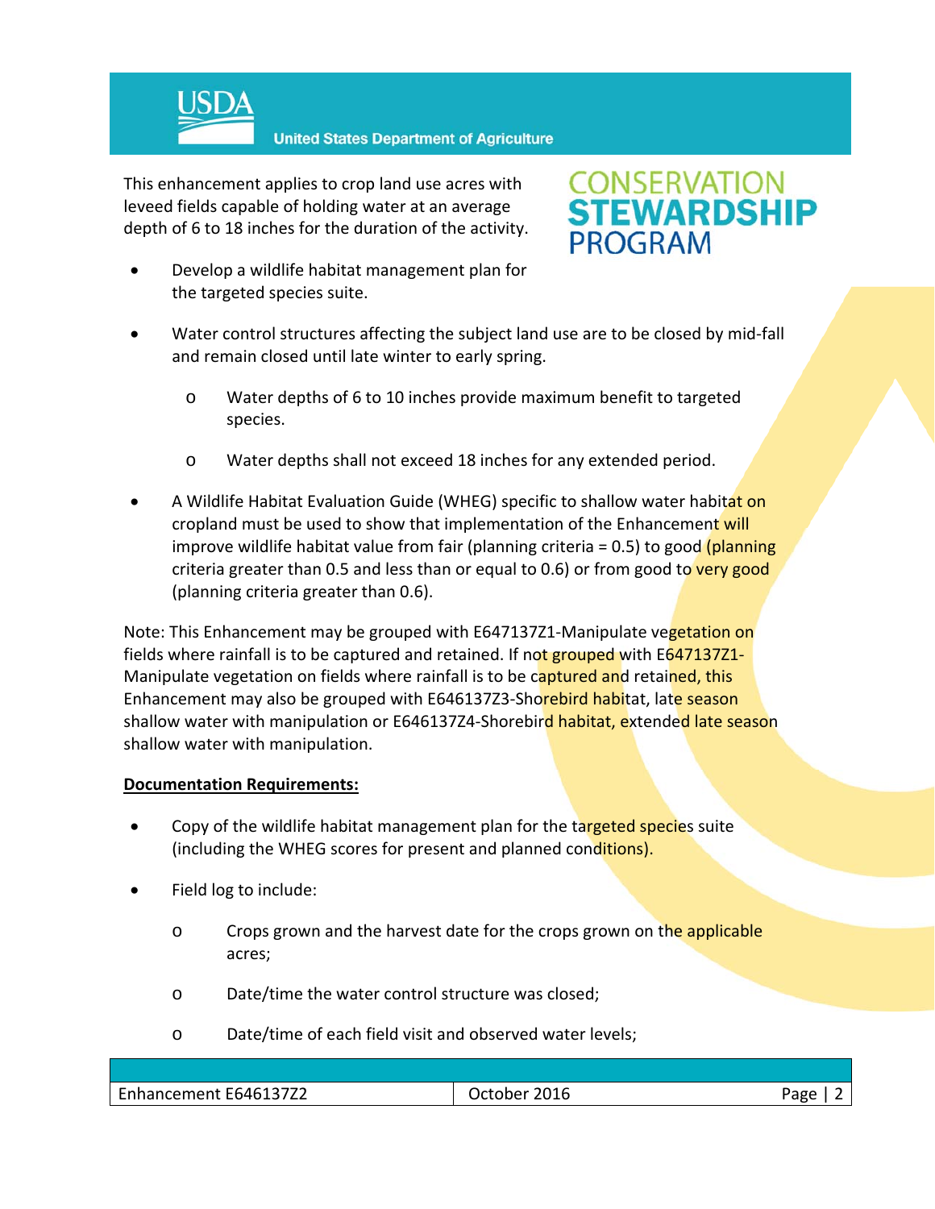This enhancement applies to crop land use acres with leveed fields capable of holding water at an average depth of 6 to 18 inches for the duration of the activity.

- Develop a wildlife habitat management plan for the targeted species suite.
- Water control structures affecting the subject land use are to be closed by mid-fall and remain closed until late winter to early spring.
  - Water depths of 6 to 10 inches provide maximum benefit to targeted species.
  - Water depths shall not exceed 18 inches for any extended period.
- A Wildlife Habitat Evaluation Guide (WHEG) specific to shallow water habitat on cropland must be used to show that implementation of the Enhancement will improve wildlife habitat value from fair (planning criteria = 0.5) to good (planning criteria greater than 0.5 and less than or equal to 0.6) or from good to very good (planning criteria greater than 0.6).

Note: This Enhancement may be grouped with E647137Z1-Manipulate vegetation on fields where rainfall is to be captured and retained. If not grouped with E647137Z1-Manipulate vegetation on fields where rainfall is to be captured and retained, this Enhancement may also be grouped with E646137Z3-Shorebird habitat, late season shallow water with manipulation or E646137Z4-Shorebird habitat, extended late season shallow water with manipulation.

**Documentation Requirements:**

- Copy of the wildlife habitat management plan for the targeted species suite (including the WHEG scores for present and planned conditions).
- Field log to include:
  - Crops grown and the harvest date for the crops grown on the applicable acres;
  - Date/time the water control structure was closed;
  - Date/time of each field visit and observed water levels;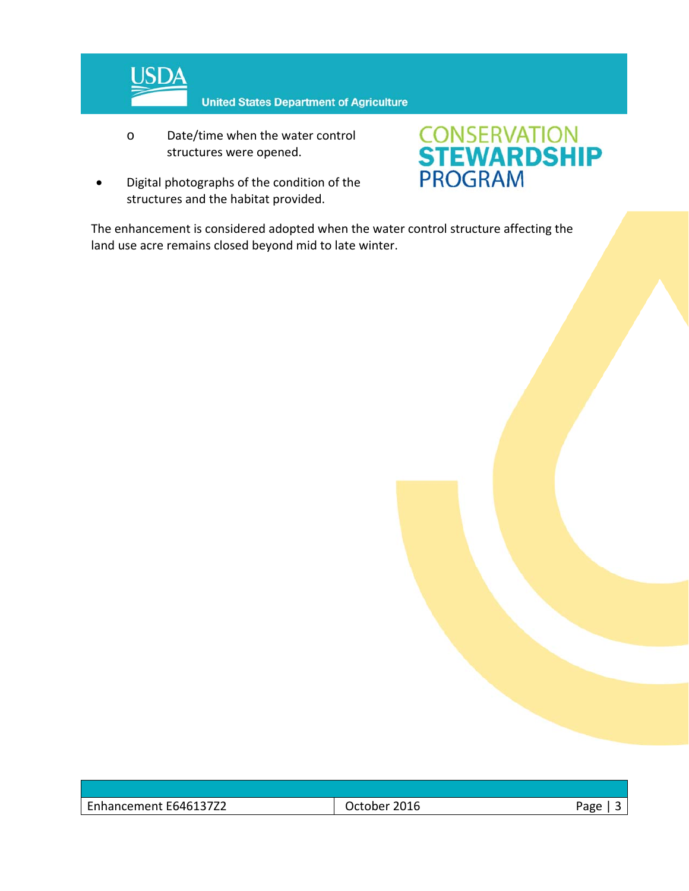- Date/time when the water control structures were opened.

- Digital photographs of the condition of the structures and the habitat provided.

The enhancement is considered adopted when the water control structure affecting the land use acre remains closed beyond mid to late winter.